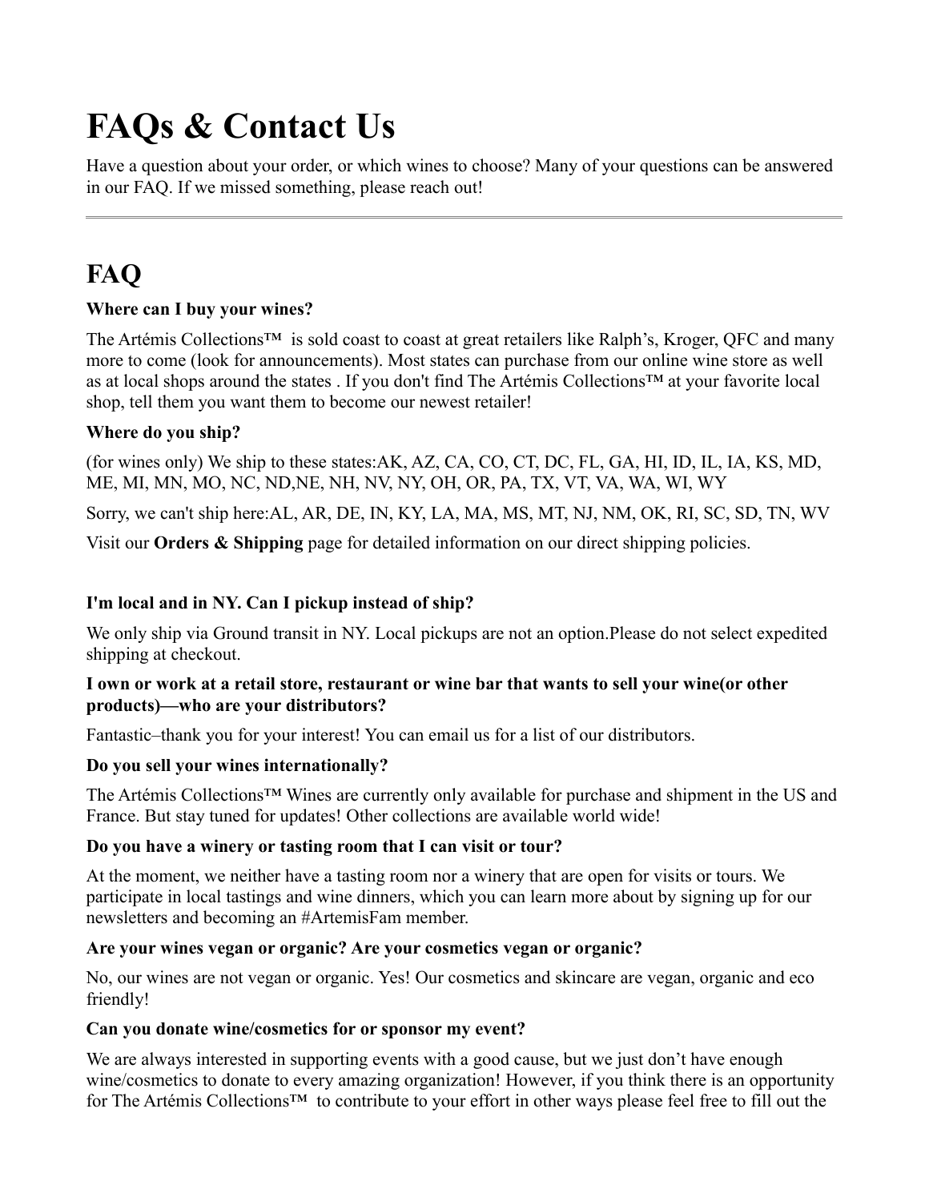# FAQs & Contact Us

Have a question about your order, or which wines to choose? Many of your questions can be answered in our FAQ. If we missed something, please reach out!

---

## FAQ

**Where can I buy your wines?**

The Artémis Collections™  is sold coast to coast at great retailers like Ralph's, Kroger, QFC and many more to come (look for announcements). Most states can purchase from our online wine store as well as at local shops around the states . If you don't find The Artémis Collections™ at your favorite local shop, tell them you want them to become our newest retailer!

**Where do you ship?**

(for wines only) We ship to these states:AK, AZ, CA, CO, CT, DC, FL, GA, HI, ID, IL, IA, KS, MD, ME, MI, MN, MO, NC, ND,NE, NH, NV, NY, OH, OR, PA, TX, VT, VA, WA, WI, WY

Sorry, we can't ship here:AL, AR, DE, IN, KY, LA, MA, MS, MT, NJ, NM, OK, RI, SC, SD, TN, WV

Visit our **Orders & Shipping** page for detailed information on our direct shipping policies.

**I'm local and in NY. Can I pickup instead of ship?**

We only ship via Ground transit in NY. Local pickups are not an option.Please do not select expedited shipping at checkout.

**I own or work at a retail store, restaurant or wine bar that wants to sell your wine(or other products)—who are your distributors?**

Fantastic–thank you for your interest! You can email us for a list of our distributors.

**Do you sell your wines internationally?**

The Artémis Collections™ Wines are currently only available for purchase and shipment in the US and France. But stay tuned for updates! Other collections are available world wide!

**Do you have a winery or tasting room that I can visit or tour?**

At the moment, we neither have a tasting room nor a winery that are open for visits or tours. We participate in local tastings and wine dinners, which you can learn more about by signing up for our newsletters and becoming an #ArtemisFam member.

**Are your wines vegan or organic? Are your cosmetics vegan or organic?**

No, our wines are not vegan or organic. Yes! Our cosmetics and skincare are vegan, organic and eco friendly!

**Can you donate wine/cosmetics for or sponsor my event?**

We are always interested in supporting events with a good cause, but we just don't have enough wine/cosmetics to donate to every amazing organization! However, if you think there is an opportunity for The Artémis Collections™  to contribute to your effort in other ways please feel free to fill out the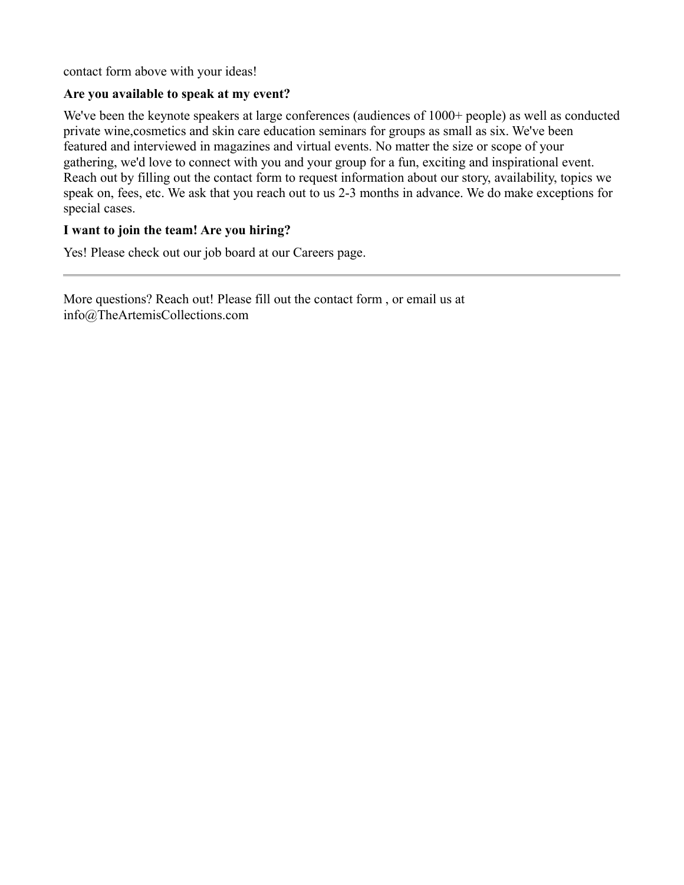contact form above with your ideas!

**Are you available to speak at my event?**

We've been the keynote speakers at large conferences (audiences of 1000+ people) as well as conducted private wine,cosmetics and skin care education seminars for groups as small as six. We've been featured and interviewed in magazines and virtual events. No matter the size or scope of your gathering, we'd love to connect with you and your group for a fun, exciting and inspirational event. Reach out by filling out the contact form to request information about our story, availability, topics we speak on, fees, etc. We ask that you reach out to us 2-3 months in advance. We do make exceptions for special cases.

**I want to join the team! Are you hiring?**

Yes! Please check out our job board at our Careers page.

---

More questions? Reach out! Please fill out the contact form , or email us at info@TheArtemisCollections.com